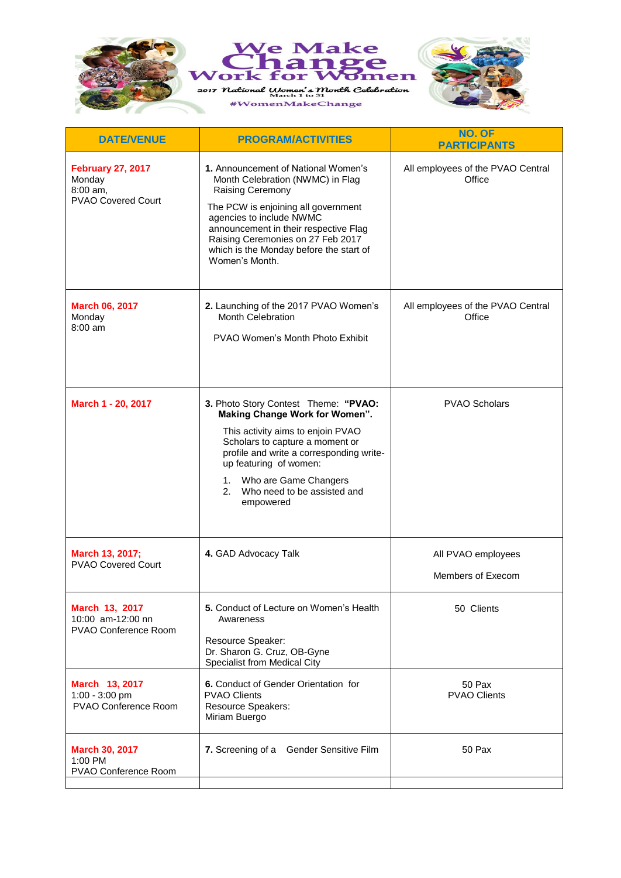# We Make Change Work for Women

2017 National Women's Month Celebration
March 1 to 31

#WomenMakeChange

| DATE/VENUE | PROGRAM/ACTIVITIES | NO. OF PARTICIPANTS |
|---|---|---|
| **February 27, 2017**<br>Monday<br>8:00 am,<br>PVAO Covered Court | **1.** Announcement of National Women's Month Celebration (NWMC) in Flag Raising Ceremony<br><br>The PCW is enjoining all government agencies to include NWMC announcement in their respective Flag Raising Ceremonies on 27 Feb 2017 which is the Monday before the start of Women's Month. | All employees of the PVAO Central Office |
| **March 06, 2017**<br>Monday<br>8:00 am | **2.** Launching of the 2017 PVAO Women's Month Celebration<br><br>PVAO Women's Month Photo Exhibit | All employees of the PVAO Central Office |
| **March 1 - 20, 2017** | **3.** Photo Story Contest Theme: **"PVAO: Making Change Work for Women".**<br><br>This activity aims to enjoin PVAO Scholars to capture a moment or profile and write a corresponding write-up featuring of women:<br>1. Who are Game Changers<br>2. Who need to be assisted and empowered | PVAO Scholars |
| **March 13, 2017;**<br>PVAO Covered Court | **4.** GAD Advocacy Talk | All PVAO employees<br><br>Members of Execom |
| **March 13, 2017**<br>10:00 am-12:00 nn<br>PVAO Conference Room | **5.** Conduct of Lecture on Women's Health Awareness<br><br>Resource Speaker:<br>Dr. Sharon G. Cruz, OB-Gyne Specialist from Medical City | 50 Clients |
| **March 13, 2017**<br>1:00 - 3:00 pm<br>PVAO Conference Room | **6.** Conduct of Gender Orientation for PVAO Clients<br>Resource Speakers:<br>Miriam Buergo | 50 Pax<br>PVAO Clients |
| **March 30, 2017**<br>1:00 PM<br>PVAO Conference Room | **7.** Screening of a Gender Sensitive Film | 50 Pax |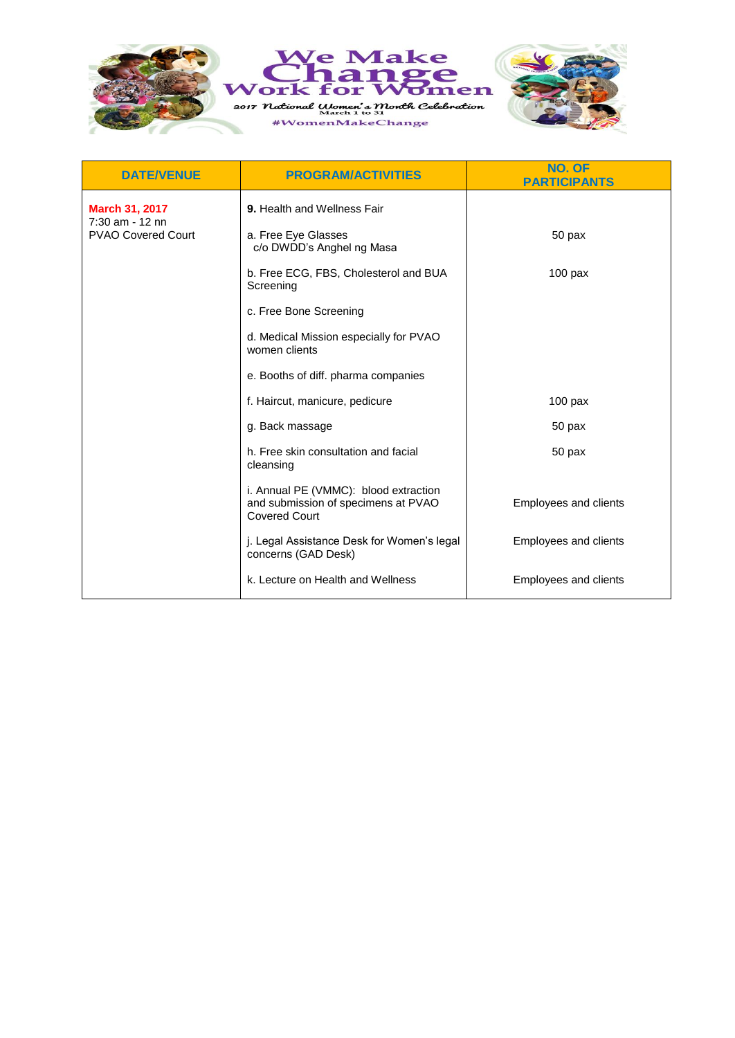| DATE/VENUE | PROGRAM/ACTIVITIES | NO. OF PARTICIPANTS |
|---|---|---|
| **March 31, 2017**<br>7:30 am - 12 nn<br>PVAO Covered Court | **9.** Health and Wellness Fair | |
| | a. Free Eye Glasses c/o DWDD's Anghel ng Masa | 50 pax |
| | b. Free ECG, FBS, Cholesterol and BUA Screening | 100 pax |
| | c. Free Bone Screening | |
| | d. Medical Mission especially for PVAO women clients | |
| | e. Booths of diff. pharma companies | |
| | f. Haircut, manicure, pedicure | 100 pax |
| | g. Back massage | 50 pax |
| | h. Free skin consultation and facial cleansing | 50 pax |
| | i. Annual PE (VMMC): blood extraction and submission of specimens at PVAO Covered Court | Employees and clients |
| | j. Legal Assistance Desk for Women's legal concerns (GAD Desk) | Employees and clients |
| | k. Lecture on Health and Wellness | Employees and clients |